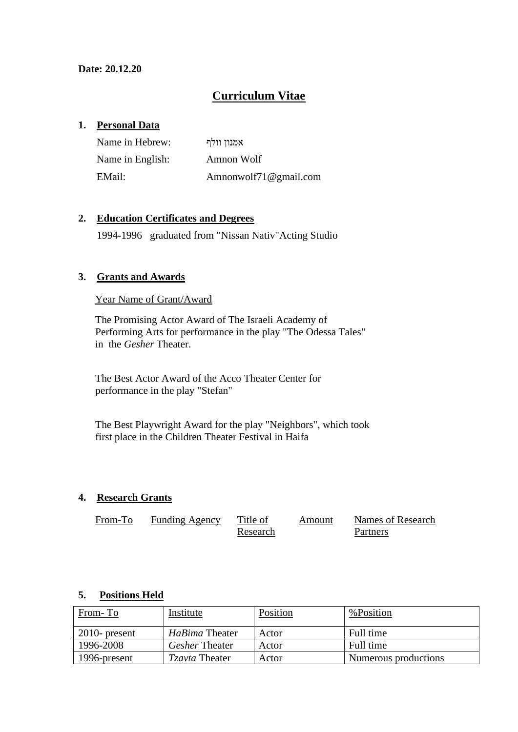**Date: 20.12.20**

# Curriculum Vitae

## 1. Personal Data

Name in Hebrew: אמנון וולף

Name in English: Amnon Wolf

EMail: Amnonwolf71@gmail.com

## 2. Education Certificates and Degrees

1994-1996 graduated from "Nissan Nativ"Acting Studio

## 3. Grants and Awards

Year Name of Grant/Award

The Promising Actor Award of The Israeli Academy of Performing Arts for performance in the play "The Odessa Tales" in the *Gesher* Theater.

The Best Actor Award of the Acco Theater Center for performance in the play "Stefan"

The Best Playwright Award for the play "Neighbors", which took first place in the Children Theater Festival in Haifa

## 4. Research Grants

| From-To | Funding Agency | Title of Research | Amount | Names of Research Partners |
|---|---|---|---|---|

## 5. Positions Held

| From- To | Institute | Position | %Position |
|---|---|---|---|
| 2010- present | *HaBima* Theater | Actor | Full time |
| 1996-2008 | *Gesher* Theater | Actor | Full time |
| 1996-present | *Tzavta* Theater | Actor | Numerous productions |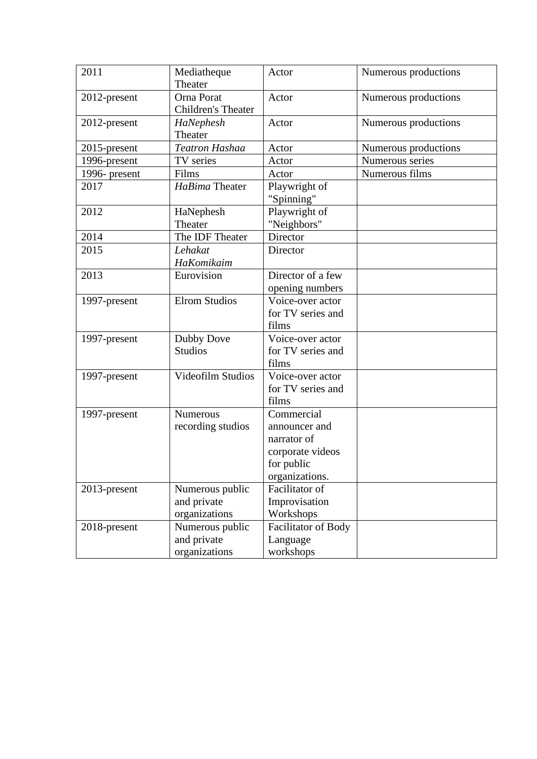| | | | |
|---|---|---|---|
| 2011 | Mediatheque Theater | Actor | Numerous productions |
| 2012-present | Orna Porat Children's Theater | Actor | Numerous productions |
| 2012-present | *HaNephesh* Theater | Actor | Numerous productions |
| 2015-present | *Teatron Hashaa* | Actor | Numerous productions |
| 1996-present | TV series | Actor | Numerous series |
| 1996- present | Films | Actor | Numerous films |
| 2017 | *HaBima* Theater | Playwright of "Spinning" | |
| 2012 | HaNephesh Theater | Playwright of "Neighbors" | |
| 2014 | The IDF Theater | Director | |
| 2015 | *Lehakat HaKomikaim* | Director | |
| 2013 | Eurovision | Director of a few opening numbers | |
| 1997-present | Elrom Studios | Voice-over actor for TV series and films | |
| 1997-present | Dubby Dove Studios | Voice-over actor for TV series and films | |
| 1997-present | Videofilm Studios | Voice-over actor for TV series and films | |
| 1997-present | Numerous recording studios | Commercial announcer and narrator of corporate videos for public organizations. | |
| 2013-present | Numerous public and private organizations | Facilitator of Improvisation Workshops | |
| 2018-present | Numerous public and private organizations | Facilitator of Body Language workshops | |